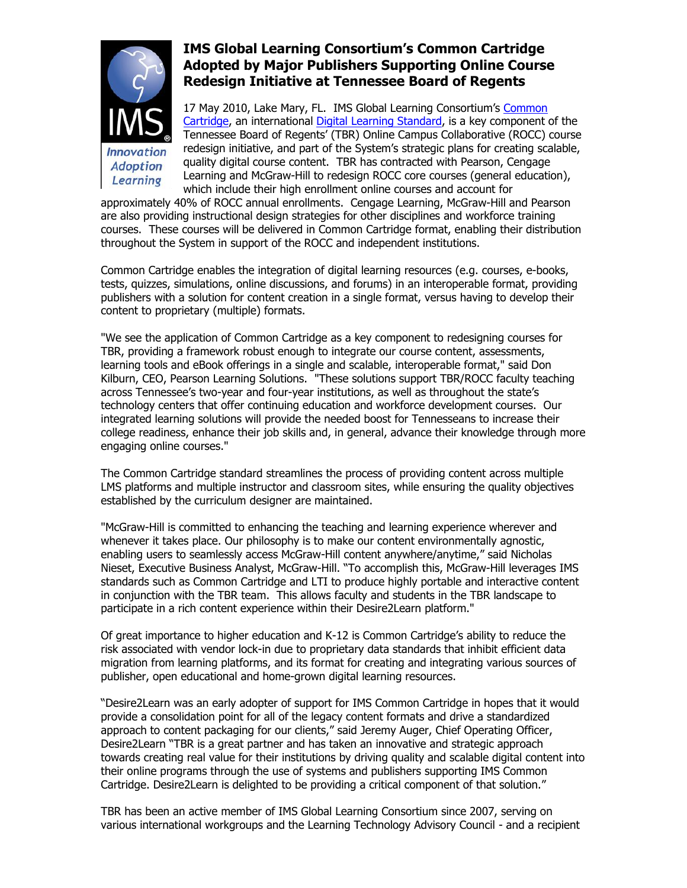# IMS Global Learning Consortium's Common Cartridge Adopted by Major Publishers Supporting Online Course Redesign Initiative at Tennessee Board of Regents

17 May 2010, Lake Mary, FL. IMS Global Learning Consortium's Common Cartridge, an international Digital Learning Standard, is a key component of the Tennessee Board of Regents' (TBR) Online Campus Collaborative (ROCC) course redesign initiative, and part of the System's strategic plans for creating scalable, quality digital course content. TBR has contracted with Pearson, Cengage Learning and McGraw-Hill to redesign ROCC core courses (general education), which include their high enrollment online courses and account for approximately 40% of ROCC annual enrollments. Cengage Learning, McGraw-Hill and Pearson are also providing instructional design strategies for other disciplines and workforce training courses. These courses will be delivered in Common Cartridge format, enabling their distribution throughout the System in support of the ROCC and independent institutions.

Common Cartridge enables the integration of digital learning resources (e.g. courses, e-books, tests, quizzes, simulations, online discussions, and forums) in an interoperable format, providing publishers with a solution for content creation in a single format, versus having to develop their content to proprietary (multiple) formats.

"We see the application of Common Cartridge as a key component to redesigning courses for TBR, providing a framework robust enough to integrate our course content, assessments, learning tools and eBook offerings in a single and scalable, interoperable format," said Don Kilburn, CEO, Pearson Learning Solutions. "These solutions support TBR/ROCC faculty teaching across Tennessee's two-year and four-year institutions, as well as throughout the state's technology centers that offer continuing education and workforce development courses. Our integrated learning solutions will provide the needed boost for Tennesseans to increase their college readiness, enhance their job skills and, in general, advance their knowledge through more engaging online courses."

The Common Cartridge standard streamlines the process of providing content across multiple LMS platforms and multiple instructor and classroom sites, while ensuring the quality objectives established by the curriculum designer are maintained.

"McGraw-Hill is committed to enhancing the teaching and learning experience wherever and whenever it takes place. Our philosophy is to make our content environmentally agnostic, enabling users to seamlessly access McGraw-Hill content anywhere/anytime," said Nicholas Nieset, Executive Business Analyst, McGraw-Hill. "To accomplish this, McGraw-Hill leverages IMS standards such as Common Cartridge and LTI to produce highly portable and interactive content in conjunction with the TBR team. This allows faculty and students in the TBR landscape to participate in a rich content experience within their Desire2Learn platform."

Of great importance to higher education and K-12 is Common Cartridge's ability to reduce the risk associated with vendor lock-in due to proprietary data standards that inhibit efficient data migration from learning platforms, and its format for creating and integrating various sources of publisher, open educational and home-grown digital learning resources.

"Desire2Learn was an early adopter of support for IMS Common Cartridge in hopes that it would provide a consolidation point for all of the legacy content formats and drive a standardized approach to content packaging for our clients," said Jeremy Auger, Chief Operating Officer, Desire2Learn "TBR is a great partner and has taken an innovative and strategic approach towards creating real value for their institutions by driving quality and scalable digital content into their online programs through the use of systems and publishers supporting IMS Common Cartridge. Desire2Learn is delighted to be providing a critical component of that solution."

TBR has been an active member of IMS Global Learning Consortium since 2007, serving on various international workgroups and the Learning Technology Advisory Council - and a recipient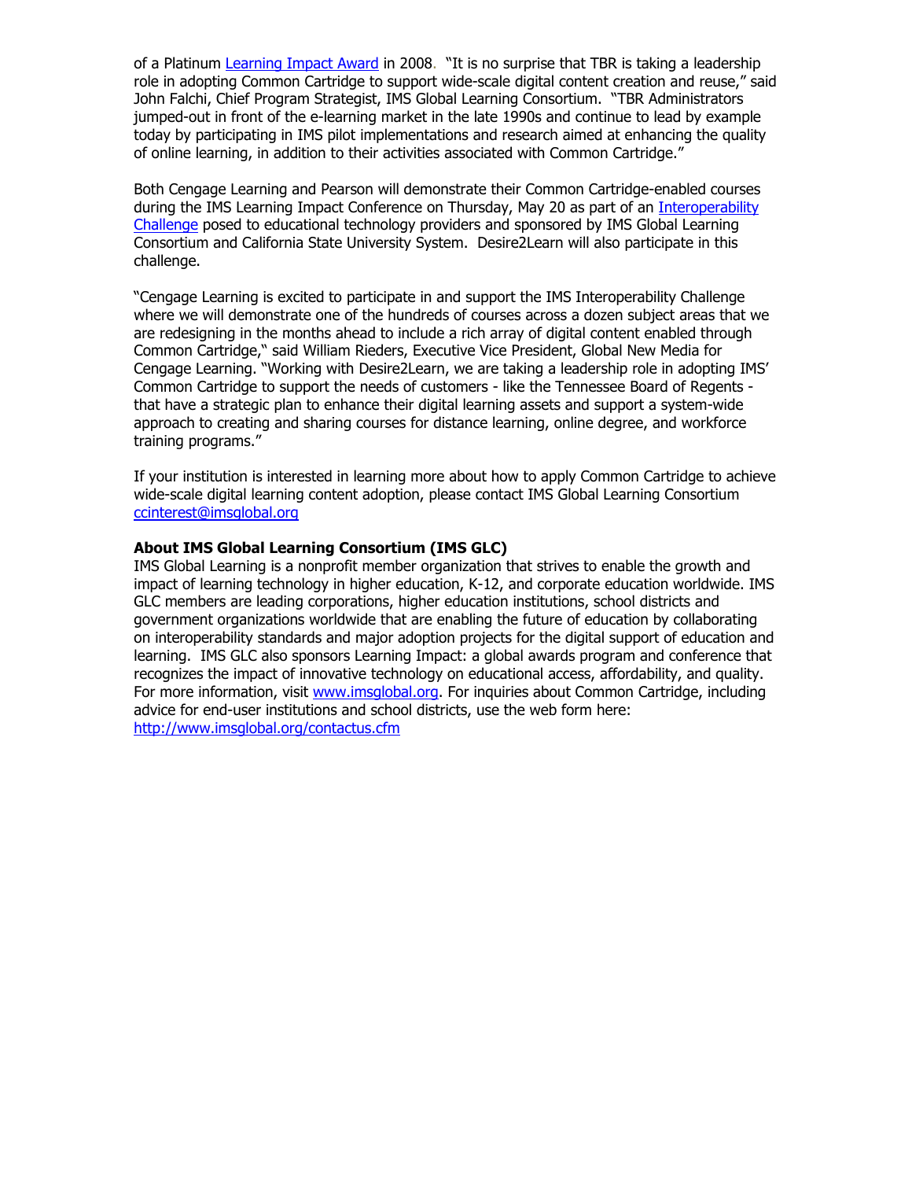of a Platinum Learning Impact Award in 2008. "It is no surprise that TBR is taking a leadership role in adopting Common Cartridge to support wide-scale digital content creation and reuse," said John Falchi, Chief Program Strategist, IMS Global Learning Consortium. "TBR Administrators jumped-out in front of the e-learning market in the late 1990s and continue to lead by example today by participating in IMS pilot implementations and research aimed at enhancing the quality of online learning, in addition to their activities associated with Common Cartridge."

Both Cengage Learning and Pearson will demonstrate their Common Cartridge-enabled courses during the IMS Learning Impact Conference on Thursday, May 20 as part of an Interoperability Challenge posed to educational technology providers and sponsored by IMS Global Learning Consortium and California State University System. Desire2Learn will also participate in this challenge.

"Cengage Learning is excited to participate in and support the IMS Interoperability Challenge where we will demonstrate one of the hundreds of courses across a dozen subject areas that we are redesigning in the months ahead to include a rich array of digital content enabled through Common Cartridge," said William Rieders, Executive Vice President, Global New Media for Cengage Learning. "Working with Desire2Learn, we are taking a leadership role in adopting IMS' Common Cartridge to support the needs of customers - like the Tennessee Board of Regents - that have a strategic plan to enhance their digital learning assets and support a system-wide approach to creating and sharing courses for distance learning, online degree, and workforce training programs."

If your institution is interested in learning more about how to apply Common Cartridge to achieve wide-scale digital learning content adoption, please contact IMS Global Learning Consortium ccinterest@imsglobal.org

**About IMS Global Learning Consortium (IMS GLC)**

IMS Global Learning is a nonprofit member organization that strives to enable the growth and impact of learning technology in higher education, K-12, and corporate education worldwide. IMS GLC members are leading corporations, higher education institutions, school districts and government organizations worldwide that are enabling the future of education by collaborating on interoperability standards and major adoption projects for the digital support of education and learning. IMS GLC also sponsors Learning Impact: a global awards program and conference that recognizes the impact of innovative technology on educational access, affordability, and quality. For more information, visit www.imsglobal.org. For inquiries about Common Cartridge, including advice for end-user institutions and school districts, use the web form here: http://www.imsglobal.org/contactus.cfm